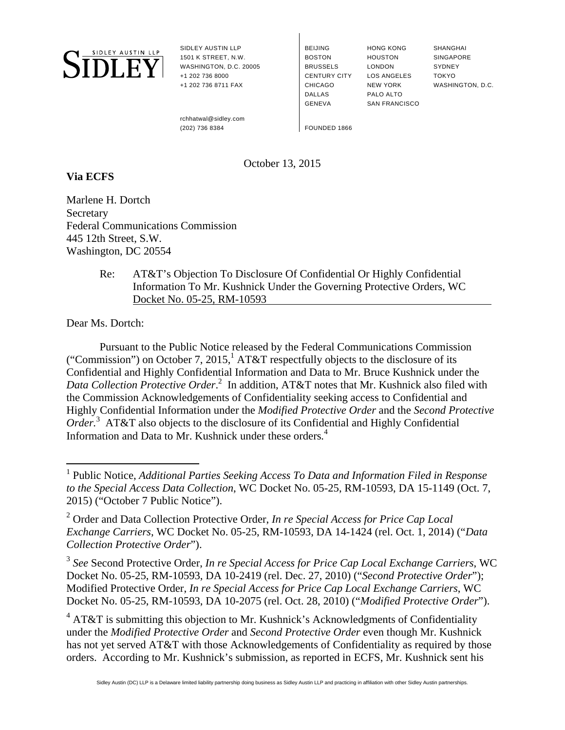SIDLEY AUSTIN LLP
1501 K STREET, N.W.
WASHINGTON, D.C. 20005
+1 202 736 8000
+1 202 736 8711 FAX

rchhatwal@sidley.com
(202) 736 8384

BEIJING
BRUSSELS
CENTURY CITY
CHICAGO
DALLAS
GENEVA
HONG KONG
HOUSTON
LONDON
LOS ANGELES
NEW YORK
PALO ALTO
SAN FRANCISCO
SHANGHAI
SINGAPORE
SYDNEY
TOKYO
WASHINGTON, D.C.

FOUNDED 1866

October 13, 2015

**Via ECFS**

Marlene H. Dortch
Secretary
Federal Communications Commission
445 12th Street, S.W.
Washington, DC 20554

Re: AT&T's Objection To Disclosure Of Confidential Or Highly Confidential Information To Mr. Kushnick Under the Governing Protective Orders, WC Docket No. 05-25, RM-10593

Dear Ms. Dortch:

Pursuant to the Public Notice released by the Federal Communications Commission ("Commission") on October 7, 2015,[1] AT&T respectfully objects to the disclosure of its Confidential and Highly Confidential Information and Data to Mr. Bruce Kushnick under the *Data Collection Protective Order*.[2] In addition, AT&T notes that Mr. Kushnick also filed with the Commission Acknowledgements of Confidentiality seeking access to Confidential and Highly Confidential Information under the *Modified Protective Order* and the *Second Protective Order*.[3] AT&T also objects to the disclosure of its Confidential and Highly Confidential Information and Data to Mr. Kushnick under these orders.[4]

[1] Public Notice, *Additional Parties Seeking Access To Data and Information Filed in Response to the Special Access Data Collection*, WC Docket No. 05-25, RM-10593, DA 15-1149 (Oct. 7, 2015) ("October 7 Public Notice").

[2] Order and Data Collection Protective Order, *In re Special Access for Price Cap Local Exchange Carriers*, WC Docket No. 05-25, RM-10593, DA 14-1424 (rel. Oct. 1, 2014) ("*Data Collection Protective Order*").

[3] *See* Second Protective Order, *In re Special Access for Price Cap Local Exchange Carriers*, WC Docket No. 05-25, RM-10593, DA 10-2419 (rel. Dec. 27, 2010) ("*Second Protective Order*"); Modified Protective Order, *In re Special Access for Price Cap Local Exchange Carriers*, WC Docket No. 05-25, RM-10593, DA 10-2075 (rel. Oct. 28, 2010) ("*Modified Protective Order*").

[4] AT&T is submitting this objection to Mr. Kushnick's Acknowledgments of Confidentiality under the *Modified Protective Order* and *Second Protective Order* even though Mr. Kushnick has not yet served AT&T with those Acknowledgements of Confidentiality as required by those orders. According to Mr. Kushnick's submission, as reported in ECFS, Mr. Kushnick sent his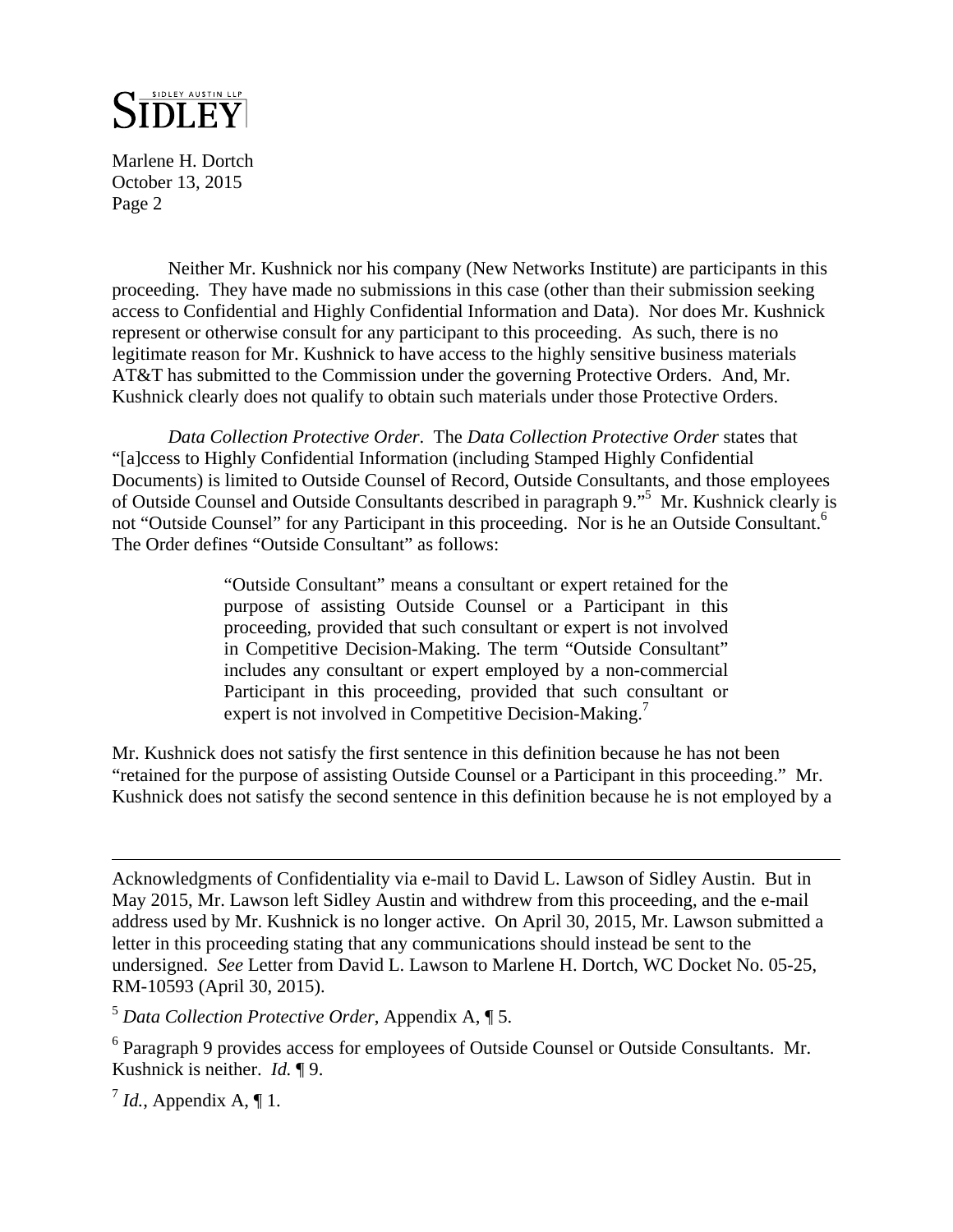Neither Mr. Kushnick nor his company (New Networks Institute) are participants in this proceeding. They have made no submissions in this case (other than their submission seeking access to Confidential and Highly Confidential Information and Data). Nor does Mr. Kushnick represent or otherwise consult for any participant to this proceeding. As such, there is no legitimate reason for Mr. Kushnick to have access to the highly sensitive business materials AT&T has submitted to the Commission under the governing Protective Orders. And, Mr. Kushnick clearly does not qualify to obtain such materials under those Protective Orders.

*Data Collection Protective Order*. The *Data Collection Protective Order* states that "[a]ccess to Highly Confidential Information (including Stamped Highly Confidential Documents) is limited to Outside Counsel of Record, Outside Consultants, and those employees of Outside Counsel and Outside Consultants described in paragraph 9."[5] Mr. Kushnick clearly is not "Outside Counsel" for any Participant in this proceeding. Nor is he an Outside Consultant.[6] The Order defines "Outside Consultant" as follows:

> "Outside Consultant" means a consultant or expert retained for the purpose of assisting Outside Counsel or a Participant in this proceeding, provided that such consultant or expert is not involved in Competitive Decision-Making. The term "Outside Consultant" includes any consultant or expert employed by a non-commercial Participant in this proceeding, provided that such consultant or expert is not involved in Competitive Decision-Making.[7]

Mr. Kushnick does not satisfy the first sentence in this definition because he has not been "retained for the purpose of assisting Outside Counsel or a Participant in this proceeding." Mr. Kushnick does not satisfy the second sentence in this definition because he is not employed by a

---

Acknowledgments of Confidentiality via e-mail to David L. Lawson of Sidley Austin. But in May 2015, Mr. Lawson left Sidley Austin and withdrew from this proceeding, and the e-mail address used by Mr. Kushnick is no longer active. On April 30, 2015, Mr. Lawson submitted a letter in this proceeding stating that any communications should instead be sent to the undersigned. *See* Letter from David L. Lawson to Marlene H. Dortch, WC Docket No. 05-25, RM-10593 (April 30, 2015).

[5] *Data Collection Protective Order*, Appendix A, ¶ 5.

[6] Paragraph 9 provides access for employees of Outside Counsel or Outside Consultants. Mr. Kushnick is neither. *Id.* ¶ 9.

[7] *Id.*, Appendix A, ¶ 1.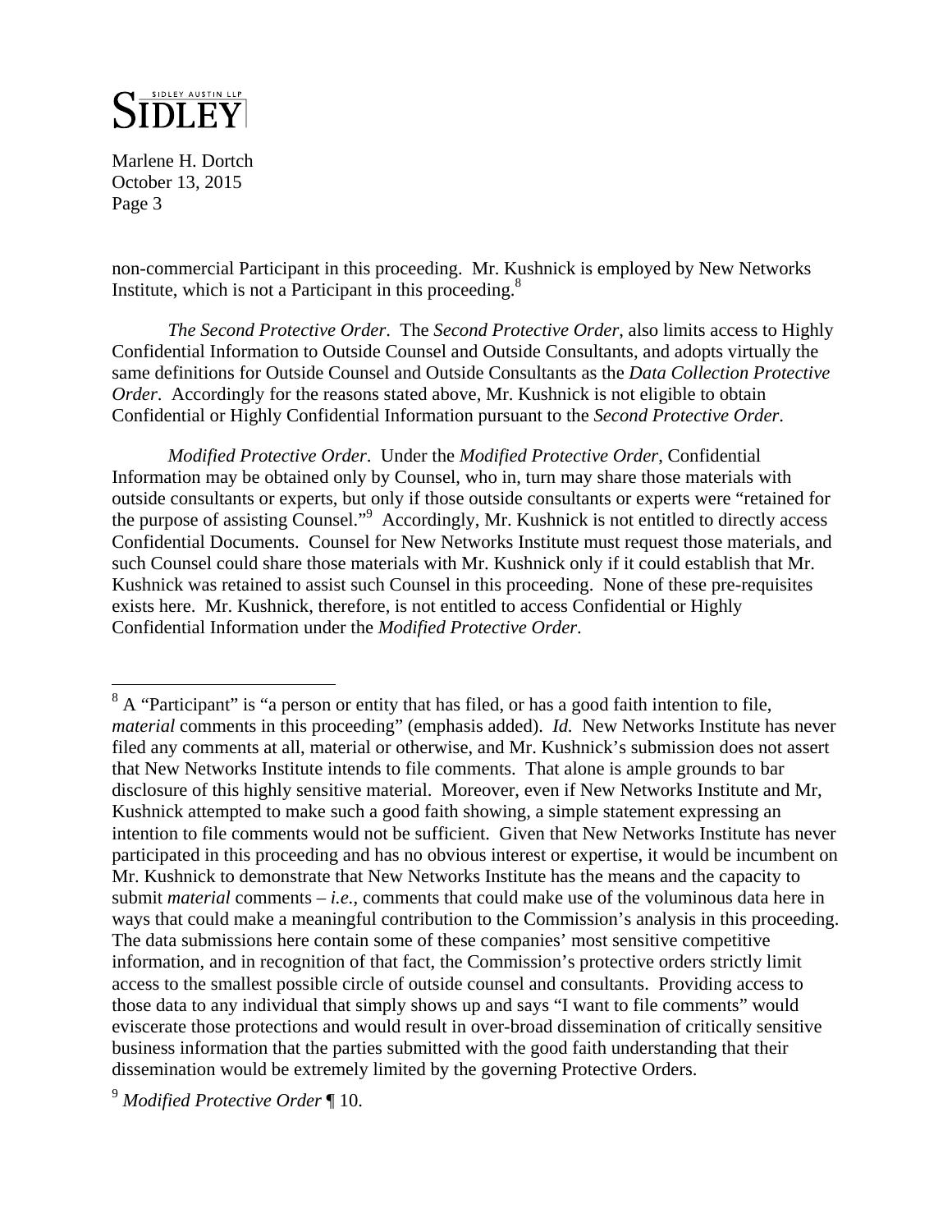non-commercial Participant in this proceeding. Mr. Kushnick is employed by New Networks Institute, which is not a Participant in this proceeding.[8]

*The Second Protective Order*. The *Second Protective Order*, also limits access to Highly Confidential Information to Outside Counsel and Outside Consultants, and adopts virtually the same definitions for Outside Counsel and Outside Consultants as the *Data Collection Protective Order*. Accordingly for the reasons stated above, Mr. Kushnick is not eligible to obtain Confidential or Highly Confidential Information pursuant to the *Second Protective Order*.

*Modified Protective Order*. Under the *Modified Protective Order*, Confidential Information may be obtained only by Counsel, who in, turn may share those materials with outside consultants or experts, but only if those outside consultants or experts were "retained for the purpose of assisting Counsel."[9] Accordingly, Mr. Kushnick is not entitled to directly access Confidential Documents. Counsel for New Networks Institute must request those materials, and such Counsel could share those materials with Mr. Kushnick only if it could establish that Mr. Kushnick was retained to assist such Counsel in this proceeding. None of these pre-requisites exists here. Mr. Kushnick, therefore, is not entitled to access Confidential or Highly Confidential Information under the *Modified Protective Order*.

---

[8] A "Participant" is "a person or entity that has filed, or has a good faith intention to file, *material* comments in this proceeding" (emphasis added). *Id.* New Networks Institute has never filed any comments at all, material or otherwise, and Mr. Kushnick's submission does not assert that New Networks Institute intends to file comments. That alone is ample grounds to bar disclosure of this highly sensitive material. Moreover, even if New Networks Institute and Mr, Kushnick attempted to make such a good faith showing, a simple statement expressing an intention to file comments would not be sufficient. Given that New Networks Institute has never participated in this proceeding and has no obvious interest or expertise, it would be incumbent on Mr. Kushnick to demonstrate that New Networks Institute has the means and the capacity to submit *material* comments – *i.e.*, comments that could make use of the voluminous data here in ways that could make a meaningful contribution to the Commission's analysis in this proceeding. The data submissions here contain some of these companies' most sensitive competitive information, and in recognition of that fact, the Commission's protective orders strictly limit access to the smallest possible circle of outside counsel and consultants. Providing access to those data to any individual that simply shows up and says "I want to file comments" would eviscerate those protections and would result in over-broad dissemination of critically sensitive business information that the parties submitted with the good faith understanding that their dissemination would be extremely limited by the governing Protective Orders.

[9] *Modified Protective Order* ¶ 10.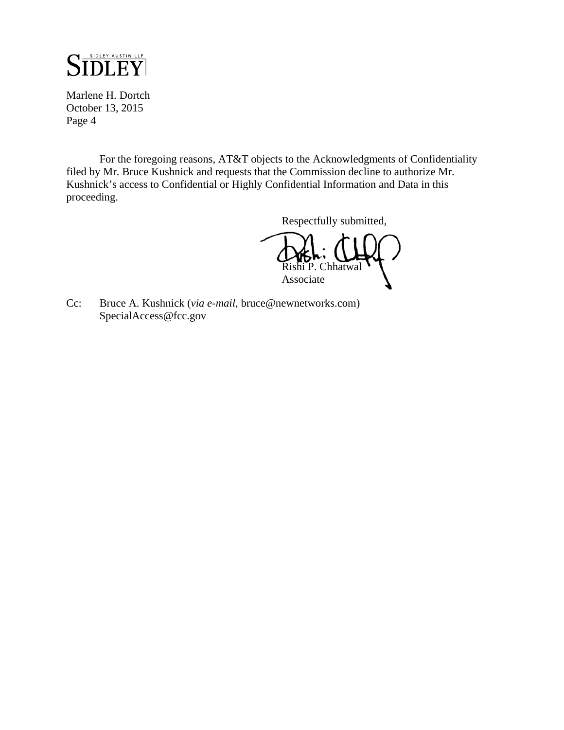Marlene H. Dortch
October 13, 2015
Page 4

For the foregoing reasons, AT&T objects to the Acknowledgments of Confidentiality filed by Mr. Bruce Kushnick and requests that the Commission decline to authorize Mr. Kushnick's access to Confidential or Highly Confidential Information and Data in this proceeding.

Respectfully submitted,

Rishi P. Chhatwal
Associate

Cc: Bruce A. Kushnick (*via e-mail*, bruce@newnetworks.com)
SpecialAccess@fcc.gov